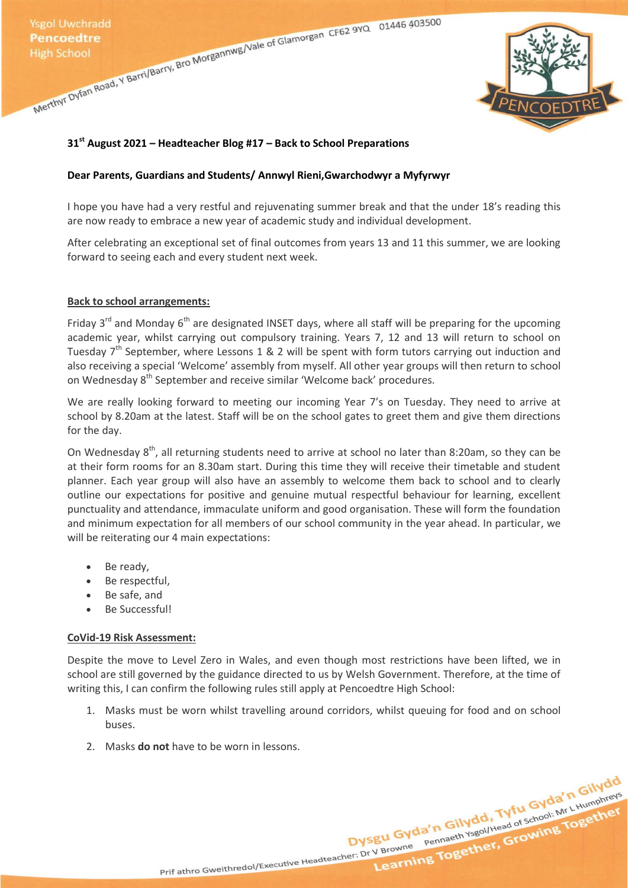**31st August 2021 – Headteacher Blog #17 – Back to School Preparations**

**Dear Parents, Guardians and Students/ Annwyl Rieni,Gwarchodwyr a Myfyrwyr**

I hope you have had a very restful and rejuvenating summer break and that the under 18's reading this are now ready to embrace a new year of academic study and individual development.

After celebrating an exceptional set of final outcomes from years 13 and 11 this summer, we are looking forward to seeing each and every student next week.

**Back to school arrangements:**

Friday 3rd and Monday 6th are designated INSET days, where all staff will be preparing for the upcoming academic year, whilst carrying out compulsory training. Years 7, 12 and 13 will return to school on Tuesday 7th September, where Lessons 1 & 2 will be spent with form tutors carrying out induction and also receiving a special 'Welcome' assembly from myself. All other year groups will then return to school on Wednesday 8th September and receive similar 'Welcome back' procedures.

We are really looking forward to meeting our incoming Year 7's on Tuesday. They need to arrive at school by 8.20am at the latest. Staff will be on the school gates to greet them and give them directions for the day.

On Wednesday 8th, all returning students need to arrive at school no later than 8:20am, so they can be at their form rooms for an 8.30am start. During this time they will receive their timetable and student planner. Each year group will also have an assembly to welcome them back to school and to clearly outline our expectations for positive and genuine mutual respectful behaviour for learning, excellent punctuality and attendance, immaculate uniform and good organisation. These will form the foundation and minimum expectation for all members of our school community in the year ahead. In particular, we will be reiterating our 4 main expectations:

- Be ready,
- Be respectful,
- Be safe, and
- Be Successful!

**CoVid-19 Risk Assessment:**

Despite the move to Level Zero in Wales, and even though most restrictions have been lifted, we in school are still governed by the guidance directed to us by Welsh Government. Therefore, at the time of writing this, I can confirm the following rules still apply at Pencoedtre High School:

1. Masks must be worn whilst travelling around corridors, whilst queuing for food and on school buses.
2. Masks **do not** have to be worn in lessons.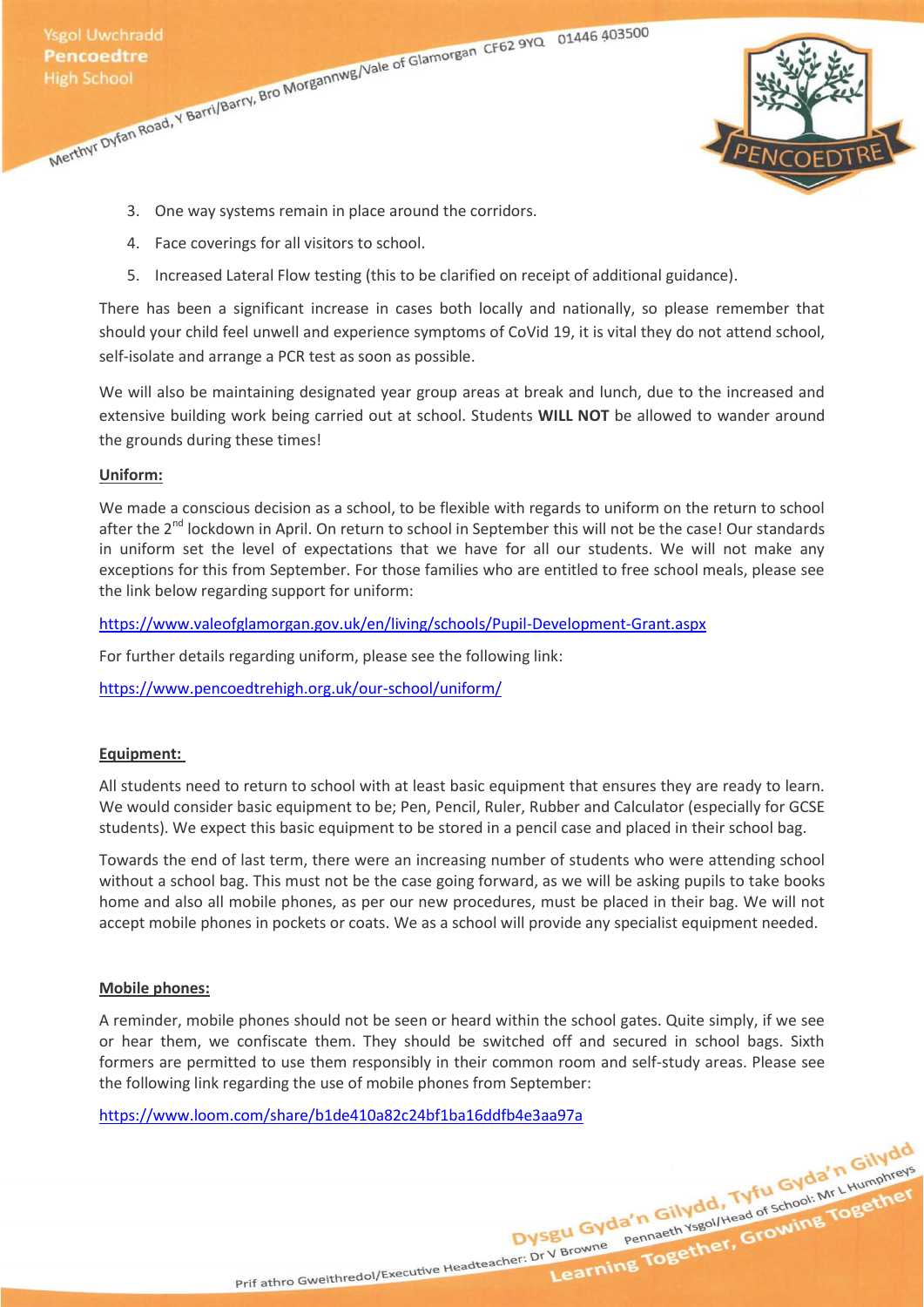3. One way systems remain in place around the corridors.
4. Face coverings for all visitors to school.
5. Increased Lateral Flow testing (this to be clarified on receipt of additional guidance).

There has been a significant increase in cases both locally and nationally, so please remember that should your child feel unwell and experience symptoms of CoVid 19, it is vital they do not attend school, self-isolate and arrange a PCR test as soon as possible.

We will also be maintaining designated year group areas at break and lunch, due to the increased and extensive building work being carried out at school. Students **WILL NOT** be allowed to wander around the grounds during these times!

**Uniform:**

We made a conscious decision as a school, to be flexible with regards to uniform on the return to school after the 2nd lockdown in April. On return to school in September this will not be the case! Our standards in uniform set the level of expectations that we have for all our students. We will not make any exceptions for this from September. For those families who are entitled to free school meals, please see the link below regarding support for uniform:

https://www.valeofglamorgan.gov.uk/en/living/schools/Pupil-Development-Grant.aspx

For further details regarding uniform, please see the following link:

https://www.pencoedtrehigh.org.uk/our-school/uniform/

**Equipment:**

All students need to return to school with at least basic equipment that ensures they are ready to learn. We would consider basic equipment to be; Pen, Pencil, Ruler, Rubber and Calculator (especially for GCSE students). We expect this basic equipment to be stored in a pencil case and placed in their school bag.

Towards the end of last term, there were an increasing number of students who were attending school without a school bag. This must not be the case going forward, as we will be asking pupils to take books home and also all mobile phones, as per our new procedures, must be placed in their bag. We will not accept mobile phones in pockets or coats. We as a school will provide any specialist equipment needed.

**Mobile phones:**

A reminder, mobile phones should not be seen or heard within the school gates. Quite simply, if we see or hear them, we confiscate them. They should be switched off and secured in school bags. Sixth formers are permitted to use them responsibly in their common room and self-study areas. Please see the following link regarding the use of mobile phones from September:

https://www.loom.com/share/b1de410a82c24bf1ba16ddfb4e3aa97a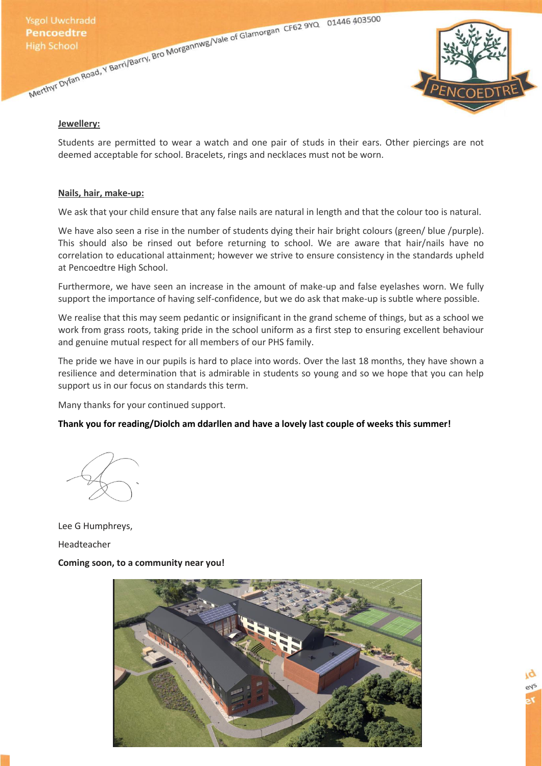**Jewellery:**

Students are permitted to wear a watch and one pair of studs in their ears. Other piercings are not deemed acceptable for school. Bracelets, rings and necklaces must not be worn.

**Nails, hair, make-up:**

We ask that your child ensure that any false nails are natural in length and that the colour too is natural.

We have also seen a rise in the number of students dying their hair bright colours (green/ blue /purple). This should also be rinsed out before returning to school. We are aware that hair/nails have no correlation to educational attainment; however we strive to ensure consistency in the standards upheld at Pencoedtre High School.

Furthermore, we have seen an increase in the amount of make-up and false eyelashes worn. We fully support the importance of having self-confidence, but we do ask that make-up is subtle where possible.

We realise that this may seem pedantic or insignificant in the grand scheme of things, but as a school we work from grass roots, taking pride in the school uniform as a first step to ensuring excellent behaviour and genuine mutual respect for all members of our PHS family.

The pride we have in our pupils is hard to place into words. Over the last 18 months, they have shown a resilience and determination that is admirable in students so young and so we hope that you can help support us in our focus on standards this term.

Many thanks for your continued support.

**Thank you for reading/Diolch am ddarllen and have a lovely last couple of weeks this summer!**

Lee G Humphreys,

Headteacher

**Coming soon, to a community near you!**